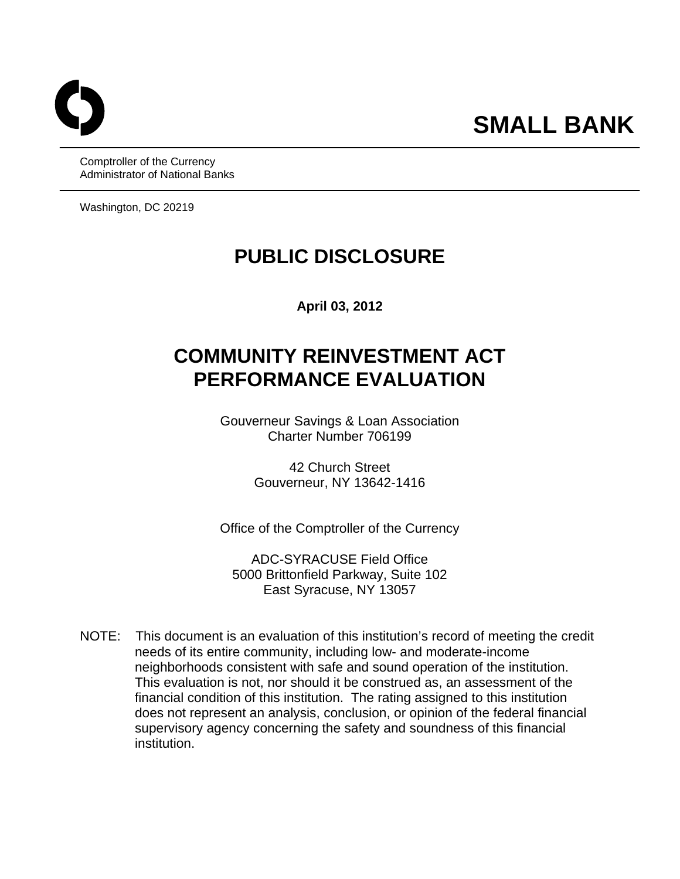**SMALL BANK**

Comptroller of the Currency
Administrator of National Banks

Washington, DC 20219

# PUBLIC DISCLOSURE

**April 03, 2012**

# COMMUNITY REINVESTMENT ACT PERFORMANCE EVALUATION

Gouverneur Savings & Loan Association
Charter Number 706199

42 Church Street
Gouverneur, NY 13642-1416

Office of the Comptroller of the Currency

ADC-SYRACUSE Field Office
5000 Brittonfield Parkway, Suite 102
East Syracuse, NY 13057

NOTE: This document is an evaluation of this institution's record of meeting the credit needs of its entire community, including low- and moderate-income neighborhoods consistent with safe and sound operation of the institution. This evaluation is not, nor should it be construed as, an assessment of the financial condition of this institution. The rating assigned to this institution does not represent an analysis, conclusion, or opinion of the federal financial supervisory agency concerning the safety and soundness of this financial institution.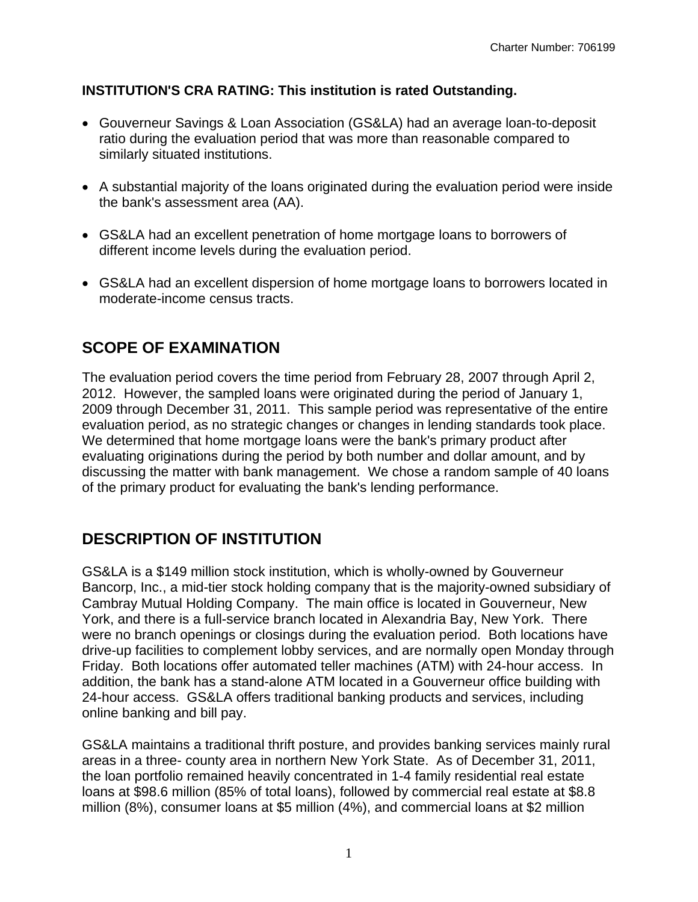**INSTITUTION'S CRA RATING: This institution is rated Outstanding.**

- Gouverneur Savings & Loan Association (GS&LA) had an average loan-to-deposit ratio during the evaluation period that was more than reasonable compared to similarly situated institutions.
- A substantial majority of the loans originated during the evaluation period were inside the bank's assessment area (AA).
- GS&LA had an excellent penetration of home mortgage loans to borrowers of different income levels during the evaluation period.
- GS&LA had an excellent dispersion of home mortgage loans to borrowers located in moderate-income census tracts.

## SCOPE OF EXAMINATION

The evaluation period covers the time period from February 28, 2007 through April 2, 2012. However, the sampled loans were originated during the period of January 1, 2009 through December 31, 2011. This sample period was representative of the entire evaluation period, as no strategic changes or changes in lending standards took place. We determined that home mortgage loans were the bank's primary product after evaluating originations during the period by both number and dollar amount, and by discussing the matter with bank management. We chose a random sample of 40 loans of the primary product for evaluating the bank's lending performance.

## DESCRIPTION OF INSTITUTION

GS&LA is a $149 million stock institution, which is wholly-owned by Gouverneur Bancorp, Inc., a mid-tier stock holding company that is the majority-owned subsidiary of Cambray Mutual Holding Company. The main office is located in Gouverneur, New York, and there is a full-service branch located in Alexandria Bay, New York. There were no branch openings or closings during the evaluation period. Both locations have drive-up facilities to complement lobby services, and are normally open Monday through Friday. Both locations offer automated teller machines (ATM) with 24-hour access. In addition, the bank has a stand-alone ATM located in a Gouverneur office building with 24-hour access. GS&LA offers traditional banking products and services, including online banking and bill pay.

GS&LA maintains a traditional thrift posture, and provides banking services mainly rural areas in a three- county area in northern New York State. As of December 31, 2011, the loan portfolio remained heavily concentrated in 1-4 family residential real estate loans at $98.6 million (85% of total loans), followed by commercial real estate at $8.8 million (8%), consumer loans at $5 million (4%), and commercial loans at $2 million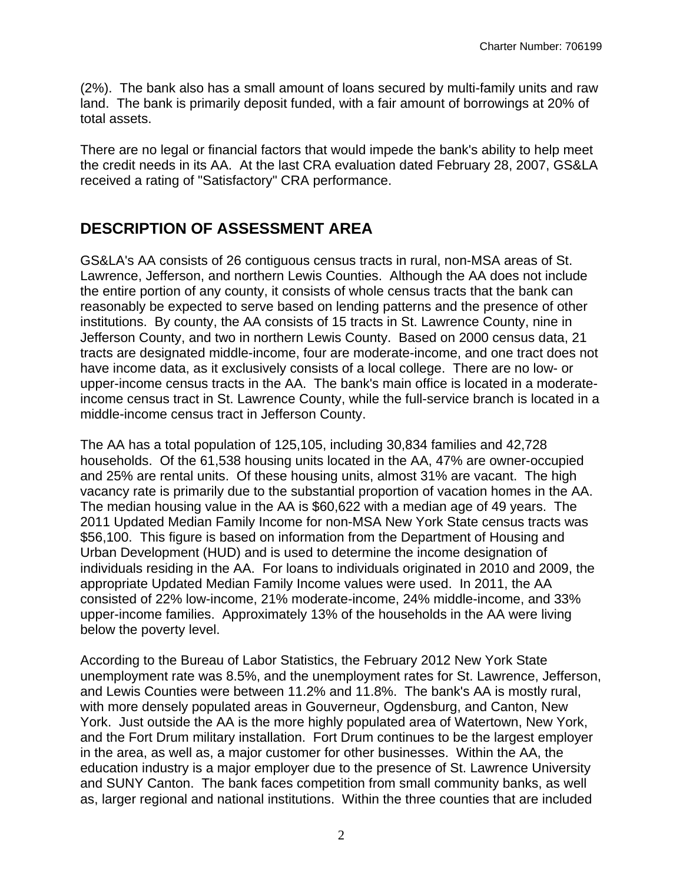(2%). The bank also has a small amount of loans secured by multi-family units and raw land. The bank is primarily deposit funded, with a fair amount of borrowings at 20% of total assets.

There are no legal or financial factors that would impede the bank's ability to help meet the credit needs in its AA. At the last CRA evaluation dated February 28, 2007, GS&LA received a rating of "Satisfactory" CRA performance.

## DESCRIPTION OF ASSESSMENT AREA

GS&LA's AA consists of 26 contiguous census tracts in rural, non-MSA areas of St. Lawrence, Jefferson, and northern Lewis Counties. Although the AA does not include the entire portion of any county, it consists of whole census tracts that the bank can reasonably be expected to serve based on lending patterns and the presence of other institutions. By county, the AA consists of 15 tracts in St. Lawrence County, nine in Jefferson County, and two in northern Lewis County. Based on 2000 census data, 21 tracts are designated middle-income, four are moderate-income, and one tract does not have income data, as it exclusively consists of a local college. There are no low- or upper-income census tracts in the AA. The bank's main office is located in a moderate-income census tract in St. Lawrence County, while the full-service branch is located in a middle-income census tract in Jefferson County.

The AA has a total population of 125,105, including 30,834 families and 42,728 households. Of the 61,538 housing units located in the AA, 47% are owner-occupied and 25% are rental units. Of these housing units, almost 31% are vacant. The high vacancy rate is primarily due to the substantial proportion of vacation homes in the AA. The median housing value in the AA is $60,622 with a median age of 49 years. The 2011 Updated Median Family Income for non-MSA New York State census tracts was $56,100. This figure is based on information from the Department of Housing and Urban Development (HUD) and is used to determine the income designation of individuals residing in the AA. For loans to individuals originated in 2010 and 2009, the appropriate Updated Median Family Income values were used. In 2011, the AA consisted of 22% low-income, 21% moderate-income, 24% middle-income, and 33% upper-income families. Approximately 13% of the households in the AA were living below the poverty level.

According to the Bureau of Labor Statistics, the February 2012 New York State unemployment rate was 8.5%, and the unemployment rates for St. Lawrence, Jefferson, and Lewis Counties were between 11.2% and 11.8%. The bank's AA is mostly rural, with more densely populated areas in Gouverneur, Ogdensburg, and Canton, New York. Just outside the AA is the more highly populated area of Watertown, New York, and the Fort Drum military installation. Fort Drum continues to be the largest employer in the area, as well as, a major customer for other businesses. Within the AA, the education industry is a major employer due to the presence of St. Lawrence University and SUNY Canton. The bank faces competition from small community banks, as well as, larger regional and national institutions. Within the three counties that are included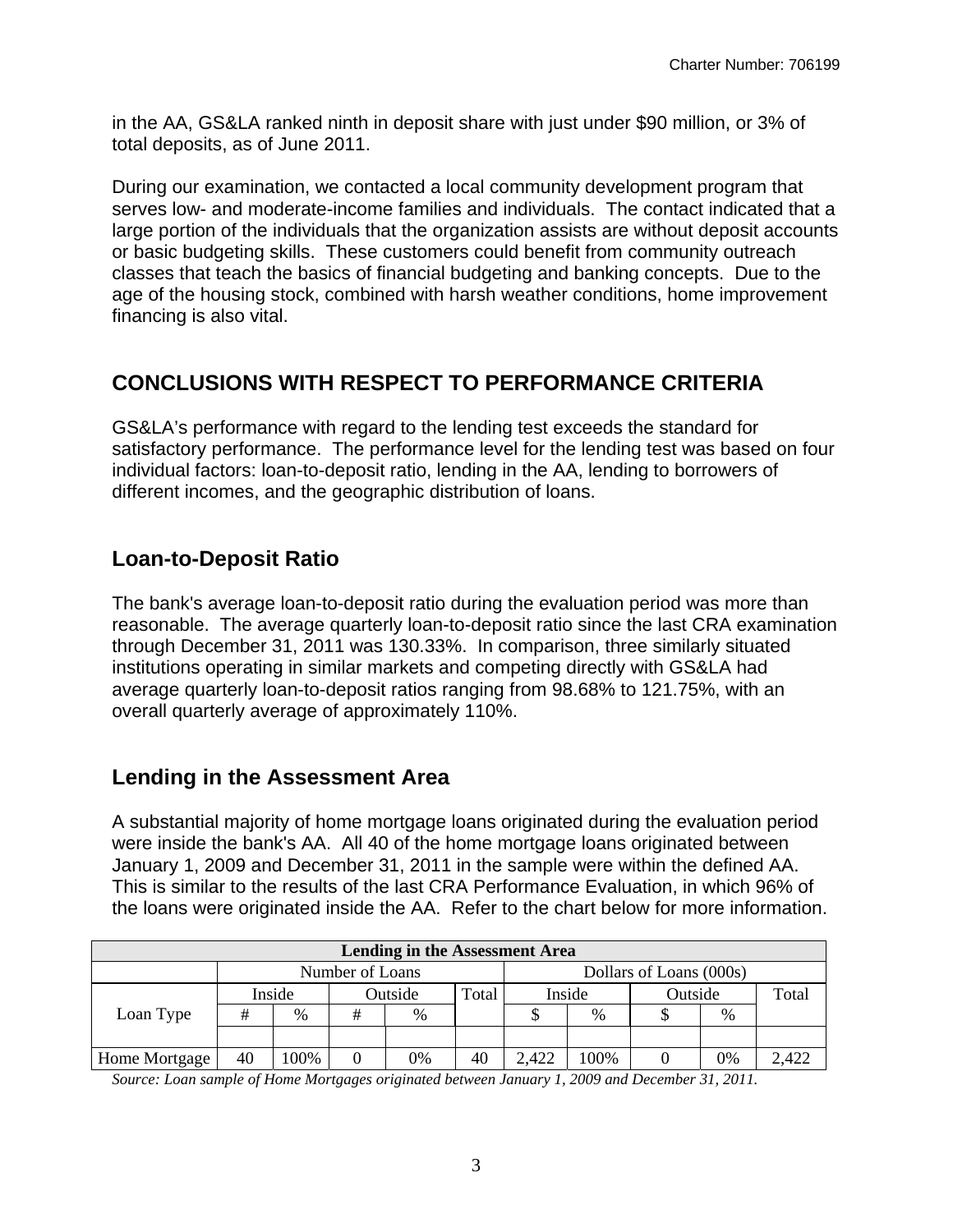in the AA, GS&LA ranked ninth in deposit share with just under $90 million, or 3% of total deposits, as of June 2011.

During our examination, we contacted a local community development program that serves low- and moderate-income families and individuals. The contact indicated that a large portion of the individuals that the organization assists are without deposit accounts or basic budgeting skills. These customers could benefit from community outreach classes that teach the basics of financial budgeting and banking concepts. Due to the age of the housing stock, combined with harsh weather conditions, home improvement financing is also vital.

## CONCLUSIONS WITH RESPECT TO PERFORMANCE CRITERIA

GS&LA's performance with regard to the lending test exceeds the standard for satisfactory performance. The performance level for the lending test was based on four individual factors: loan-to-deposit ratio, lending in the AA, lending to borrowers of different incomes, and the geographic distribution of loans.

### Loan-to-Deposit Ratio

The bank's average loan-to-deposit ratio during the evaluation period was more than reasonable. The average quarterly loan-to-deposit ratio since the last CRA examination through December 31, 2011 was 130.33%. In comparison, three similarly situated institutions operating in similar markets and competing directly with GS&LA had average quarterly loan-to-deposit ratios ranging from 98.68% to 121.75%, with an overall quarterly average of approximately 110%.

### Lending in the Assessment Area

A substantial majority of home mortgage loans originated during the evaluation period were inside the bank's AA. All 40 of the home mortgage loans originated between January 1, 2009 and December 31, 2011 in the sample were within the defined AA. This is similar to the results of the last CRA Performance Evaluation, in which 96% of the loans were originated inside the AA. Refer to the chart below for more information.

| Lending in the Assessment Area | | | | | | | | | | |
|---|---|---|---|---|---|---|---|---|---|---|
| | Number of Loans | | | | | Dollars of Loans (000s) | | | | |
| Loan Type | Inside | | Outside | | Total | Inside | | Outside | | Total |
| | # | % | # | % | | $ | % | $ | % | |
| Home Mortgage | 40 | 100% | 0 | 0% | 40 | 2,422 | 100% | 0 | 0% | 2,422 |

*Source: Loan sample of Home Mortgages originated between January 1, 2009 and December 31, 2011.*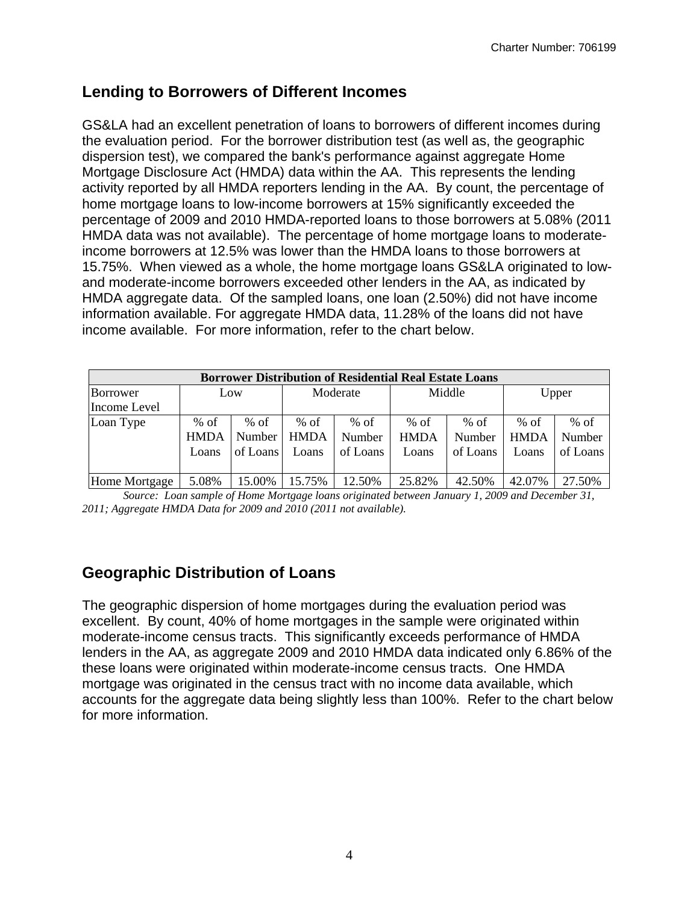## Lending to Borrowers of Different Incomes

GS&LA had an excellent penetration of loans to borrowers of different incomes during the evaluation period. For the borrower distribution test (as well as, the geographic dispersion test), we compared the bank's performance against aggregate Home Mortgage Disclosure Act (HMDA) data within the AA. This represents the lending activity reported by all HMDA reporters lending in the AA. By count, the percentage of home mortgage loans to low-income borrowers at 15% significantly exceeded the percentage of 2009 and 2010 HMDA-reported loans to those borrowers at 5.08% (2011 HMDA data was not available). The percentage of home mortgage loans to moderate-income borrowers at 12.5% was lower than the HMDA loans to those borrowers at 15.75%. When viewed as a whole, the home mortgage loans GS&LA originated to low- and moderate-income borrowers exceeded other lenders in the AA, as indicated by HMDA aggregate data. Of the sampled loans, one loan (2.50%) did not have income information available. For aggregate HMDA data, 11.28% of the loans did not have income available. For more information, refer to the chart below.

| Borrower Distribution of Residential Real Estate Loans | | | | | | | | |
|---|---|---|---|---|---|---|---|---|
| Borrower Income Level | Low | | Moderate | | Middle | | Upper | |
| Loan Type | % of HMDA Loans | % of Number of Loans | % of HMDA Loans | % of Number of Loans | % of HMDA Loans | % of Number of Loans | % of HMDA Loans | % of Number of Loans |
| Home Mortgage | 5.08% | 15.00% | 15.75% | 12.50% | 25.82% | 42.50% | 42.07% | 27.50% |

*Source: Loan sample of Home Mortgage loans originated between January 1, 2009 and December 31, 2011; Aggregate HMDA Data for 2009 and 2010 (2011 not available).*

## Geographic Distribution of Loans

The geographic dispersion of home mortgages during the evaluation period was excellent. By count, 40% of home mortgages in the sample were originated within moderate-income census tracts. This significantly exceeds performance of HMDA lenders in the AA, as aggregate 2009 and 2010 HMDA data indicated only 6.86% of the these loans were originated within moderate-income census tracts. One HMDA mortgage was originated in the census tract with no income data available, which accounts for the aggregate data being slightly less than 100%. Refer to the chart below for more information.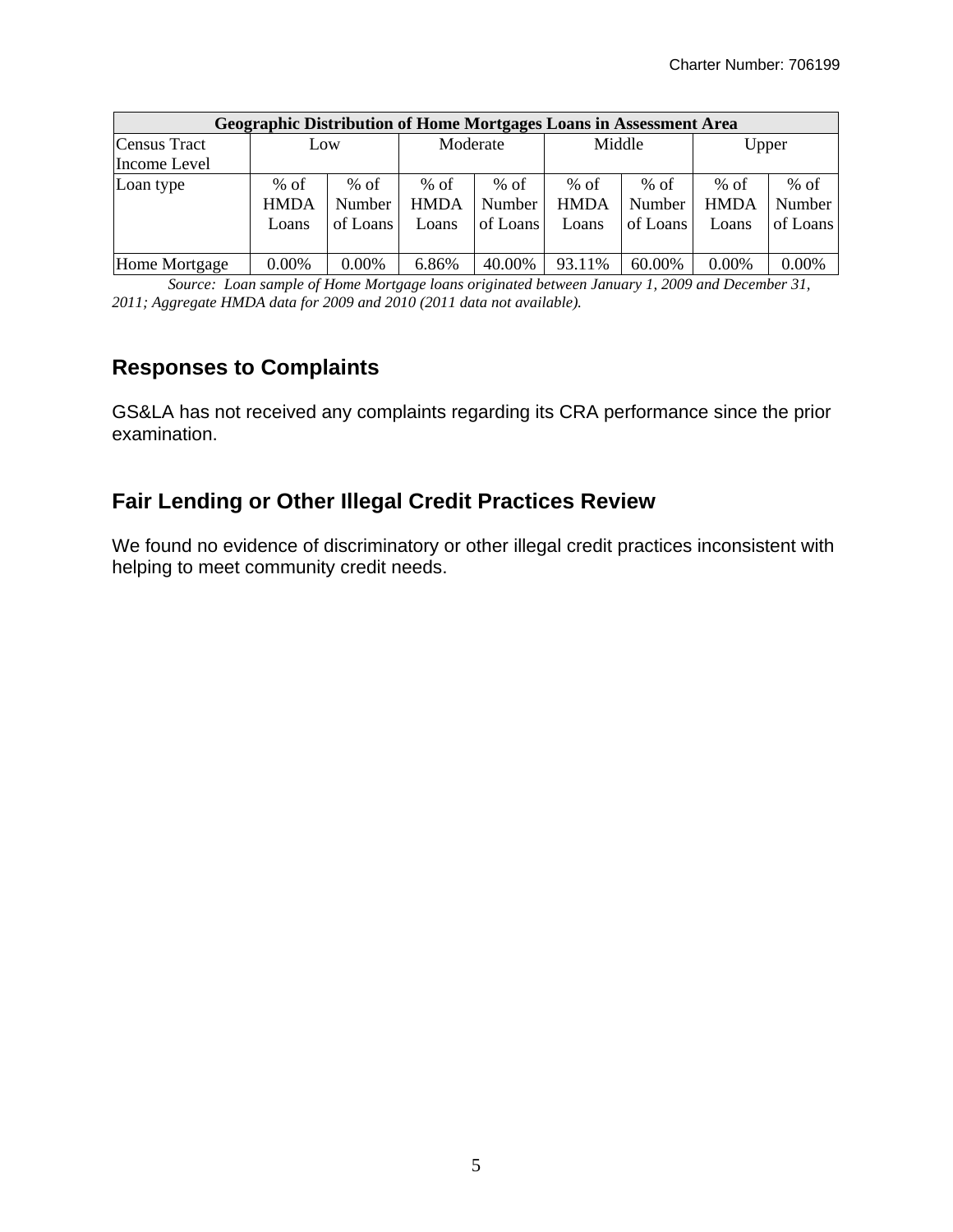| Geographic Distribution of Home Mortgages Loans in Assessment Area | | | | | | | | |
|---|---|---|---|---|---|---|---|---|
| Census Tract Income Level | Low | | Moderate | | Middle | | Upper | |
| Loan type | % of HMDA Loans | % of Number of Loans | % of HMDA Loans | % of Number of Loans | % of HMDA Loans | % of Number of Loans | % of HMDA Loans | % of Number of Loans |
| Home Mortgage | 0.00% | 0.00% | 6.86% | 40.00% | 93.11% | 60.00% | 0.00% | 0.00% |

*Source: Loan sample of Home Mortgage loans originated between January 1, 2009 and December 31, 2011; Aggregate HMDA data for 2009 and 2010 (2011 data not available).*

## Responses to Complaints

GS&LA has not received any complaints regarding its CRA performance since the prior examination.

## Fair Lending or Other Illegal Credit Practices Review

We found no evidence of discriminatory or other illegal credit practices inconsistent with helping to meet community credit needs.